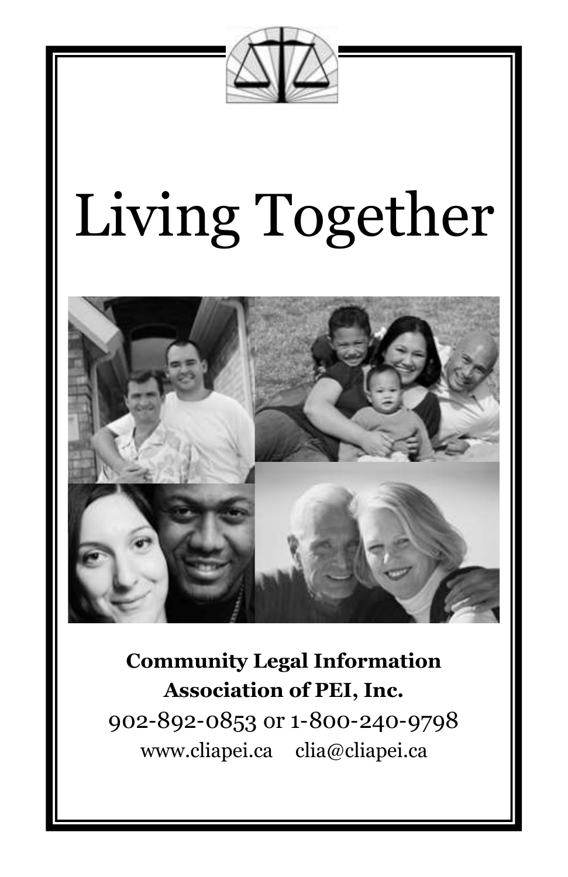# Living Together

**Community Legal Information Association of PEI, Inc.**

902-892-0853 or 1-800-240-9798

www.cliapei.ca clia@cliapei.ca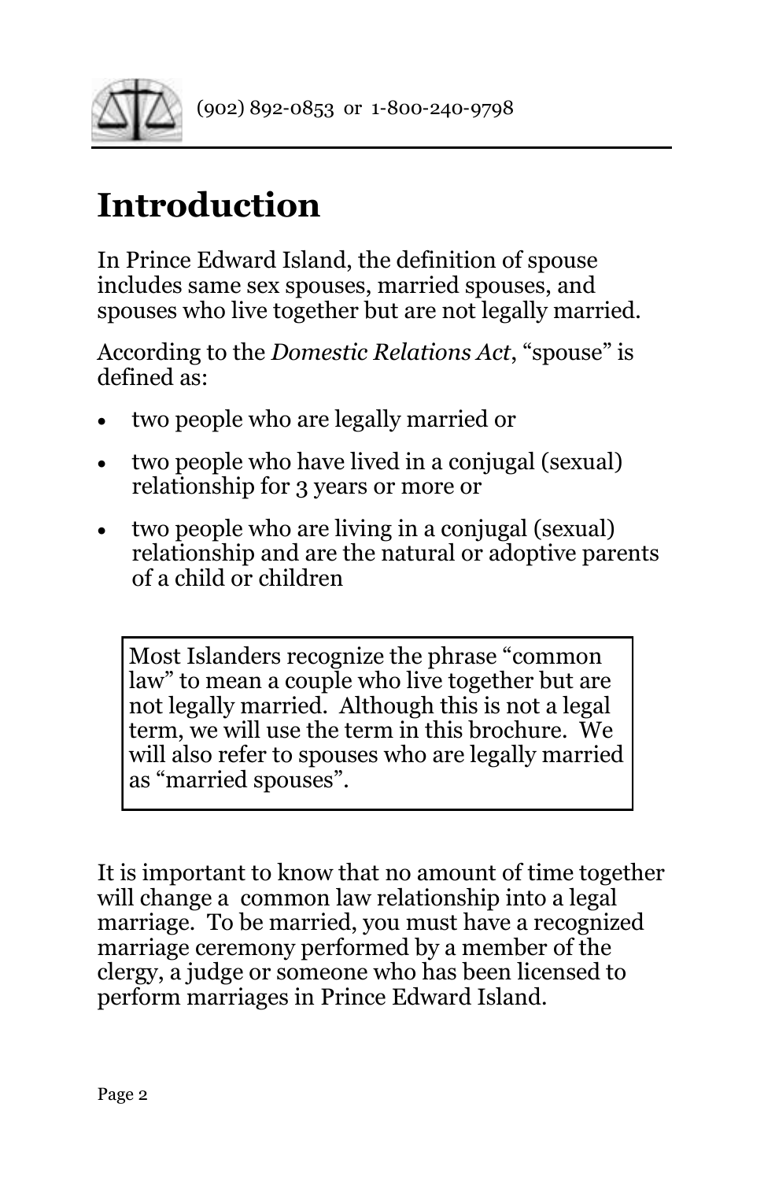# Introduction

In Prince Edward Island, the definition of spouse includes same sex spouses, married spouses, and spouses who live together but are not legally married.

According to the *Domestic Relations Act*, "spouse" is defined as:

- two people who are legally married or
- two people who have lived in a conjugal (sexual) relationship for 3 years or more or
- two people who are living in a conjugal (sexual) relationship and are the natural or adoptive parents of a child or children

> Most Islanders recognize the phrase "common law" to mean a couple who live together but are not legally married. Although this is not a legal term, we will use the term in this brochure. We will also refer to spouses who are legally married as "married spouses".

It is important to know that no amount of time together will change a common law relationship into a legal marriage. To be married, you must have a recognized marriage ceremony performed by a member of the clergy, a judge or someone who has been licensed to perform marriages in Prince Edward Island.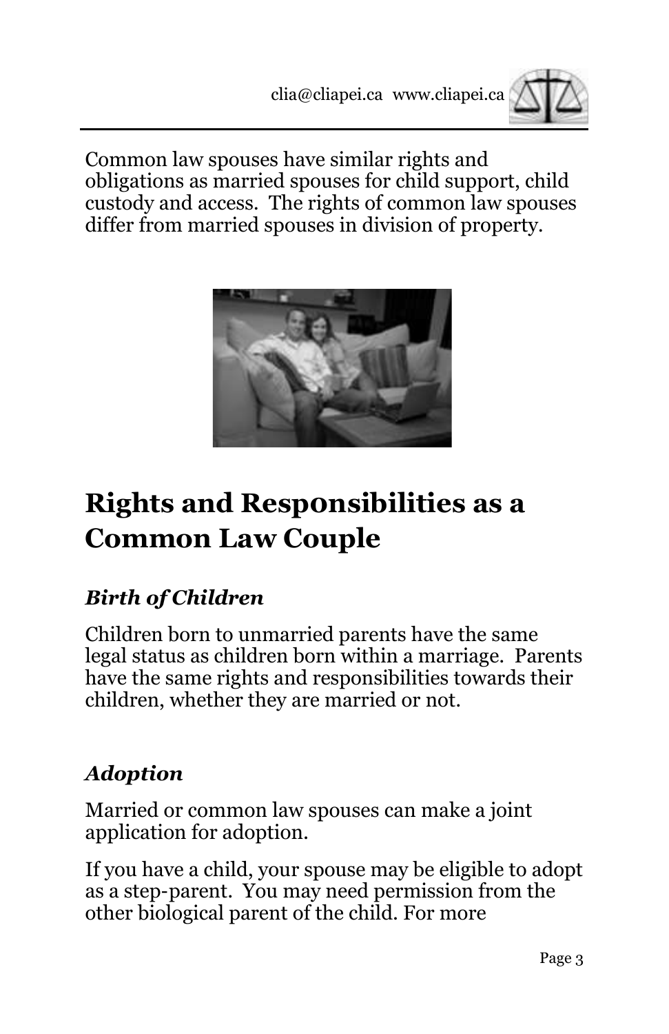Common law spouses have similar rights and obligations as married spouses for child support, child custody and access. The rights of common law spouses differ from married spouses in division of property.

## Rights and Responsibilities as a Common Law Couple

### *Birth of Children*

Children born to unmarried parents have the same legal status as children born within a marriage. Parents have the same rights and responsibilities towards their children, whether they are married or not.

### *Adoption*

Married or common law spouses can make a joint application for adoption.

If you have a child, your spouse may be eligible to adopt as a step-parent. You may need permission from the other biological parent of the child. For more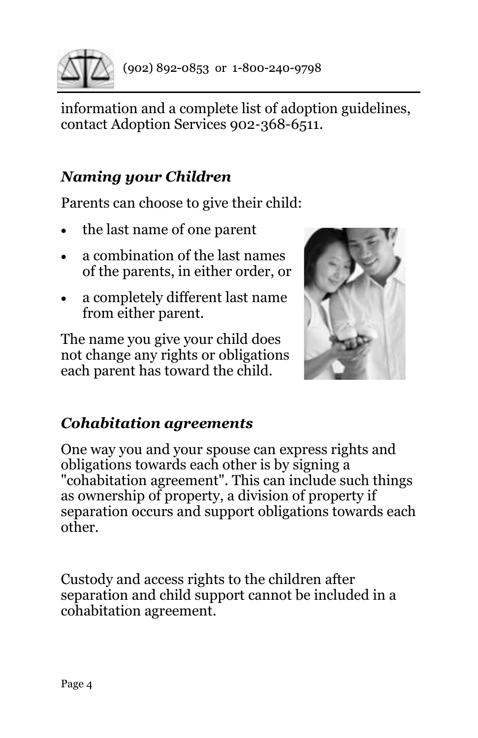information and a complete list of adoption guidelines, contact Adoption Services 902-368-6511.

### *Naming your Children*

Parents can choose to give their child:

- the last name of one parent
- a combination of the last names of the parents, in either order, or
- a completely different last name from either parent.

The name you give your child does not change any rights or obligations each parent has toward the child.

### *Cohabitation agreements*

One way you and your spouse can express rights and obligations towards each other is by signing a "cohabitation agreement". This can include such things as ownership of property, a division of property if separation occurs and support obligations towards each other.

Custody and access rights to the children after separation and child support cannot be included in a cohabitation agreement.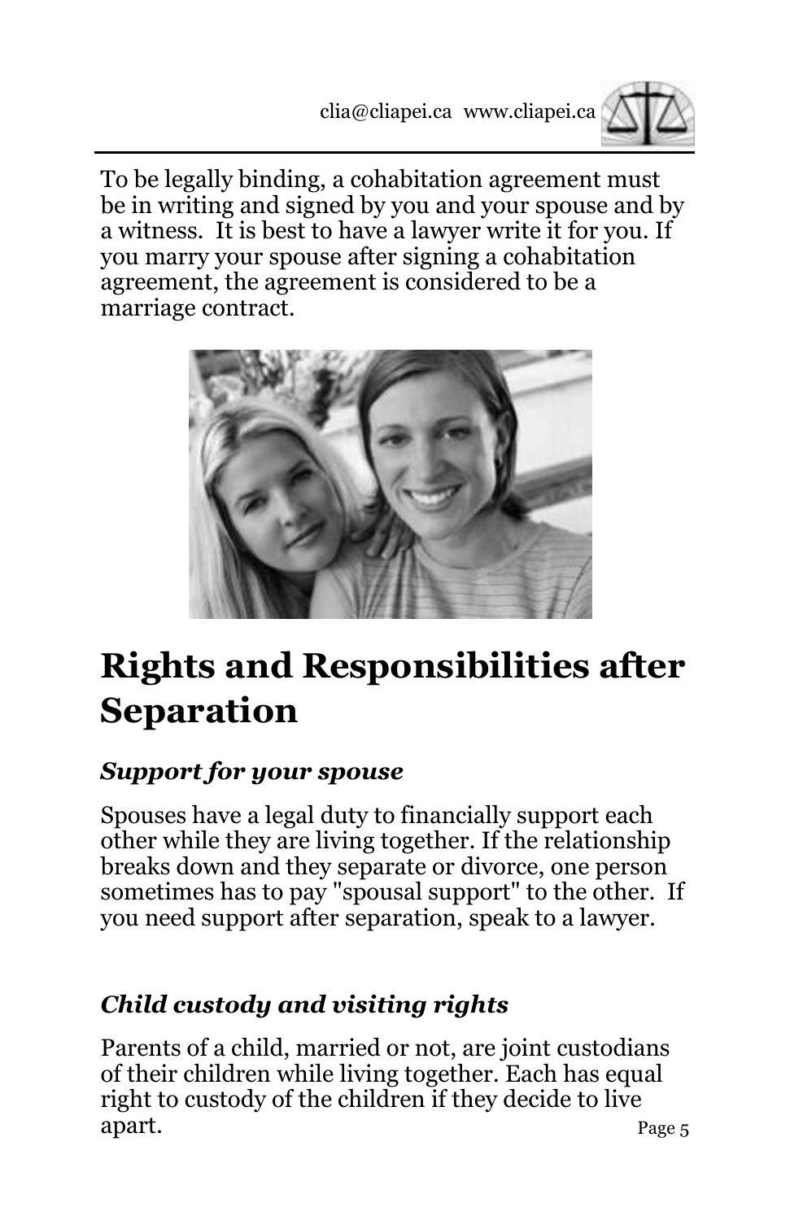To be legally binding, a cohabitation agreement must be in writing and signed by you and your spouse and by a witness. It is best to have a lawyer write it for you. If you marry your spouse after signing a cohabitation agreement, the agreement is considered to be a marriage contract.

# Rights and Responsibilities after Separation

### *Support for your spouse*

Spouses have a legal duty to financially support each other while they are living together. If the relationship breaks down and they separate or divorce, one person sometimes has to pay "spousal support" to the other. If you need support after separation, speak to a lawyer.

### *Child custody and visiting rights*

Parents of a child, married or not, are joint custodians of their children while living together. Each has equal right to custody of the children if they decide to live apart.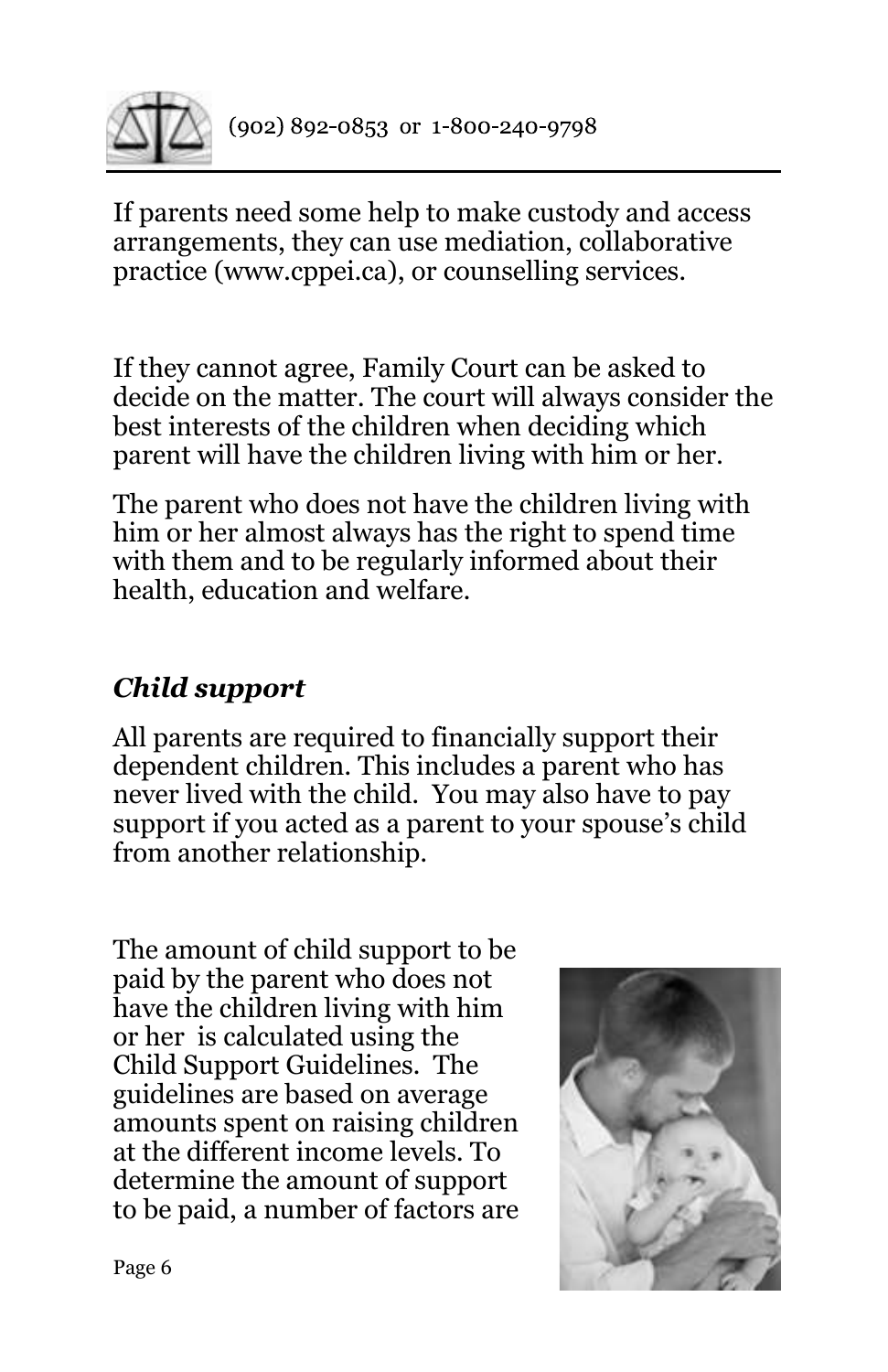If parents need some help to make custody and access arrangements, they can use mediation, collaborative practice (www.cppei.ca), or counselling services.

If they cannot agree, Family Court can be asked to decide on the matter. The court will always consider the best interests of the children when deciding which parent will have the children living with him or her.

The parent who does not have the children living with him or her almost always has the right to spend time with them and to be regularly informed about their health, education and welfare.

### *Child support*

All parents are required to financially support their dependent children. This includes a parent who has never lived with the child. You may also have to pay support if you acted as a parent to your spouse's child from another relationship.

The amount of child support to be paid by the parent who does not have the children living with him or her is calculated using the Child Support Guidelines. The guidelines are based on average amounts spent on raising children at the different income levels. To determine the amount of support to be paid, a number of factors are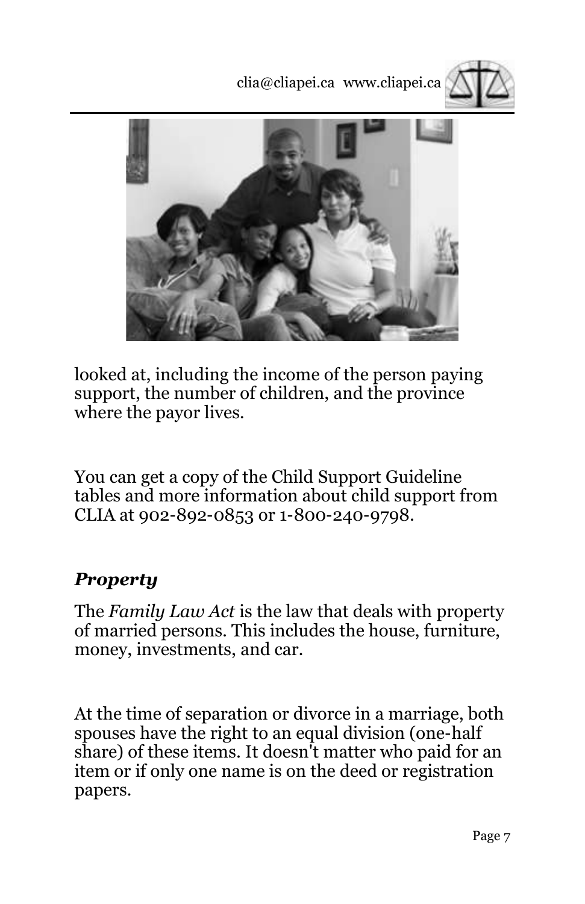looked at, including the income of the person paying support, the number of children, and the province where the payor lives.

You can get a copy of the Child Support Guideline tables and more information about child support from CLIA at 902-892-0853 or 1-800-240-9798.

### *Property*

The *Family Law Act* is the law that deals with property of married persons. This includes the house, furniture, money, investments, and car.

At the time of separation or divorce in a marriage, both spouses have the right to an equal division (one-half share) of these items. It doesn't matter who paid for an item or if only one name is on the deed or registration papers.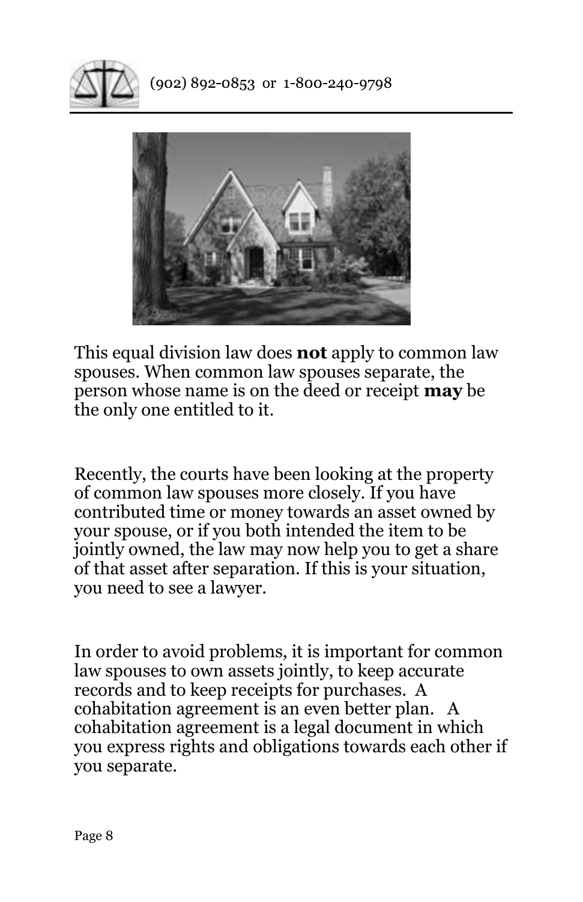This equal division law does **not** apply to common law spouses. When common law spouses separate, the person whose name is on the deed or receipt **may** be the only one entitled to it.

Recently, the courts have been looking at the property of common law spouses more closely. If you have contributed time or money towards an asset owned by your spouse, or if you both intended the item to be jointly owned, the law may now help you to get a share of that asset after separation. If this is your situation, you need to see a lawyer.

In order to avoid problems, it is important for common law spouses to own assets jointly, to keep accurate records and to keep receipts for purchases. A cohabitation agreement is an even better plan. A cohabitation agreement is a legal document in which you express rights and obligations towards each other if you separate.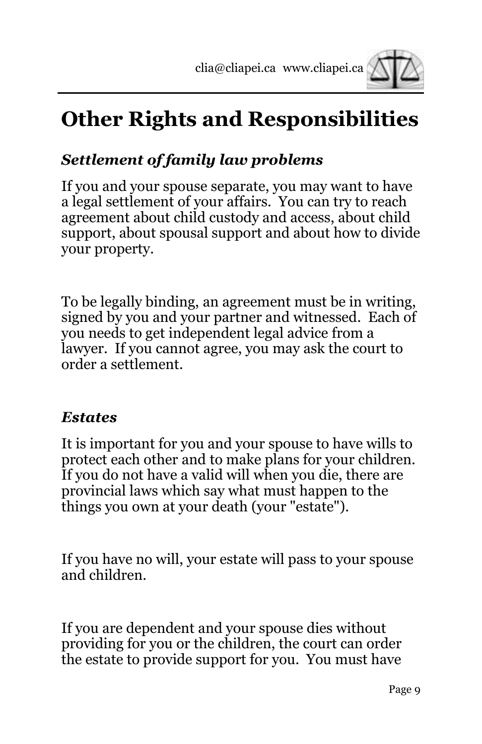# Other Rights and Responsibilities

### *Settlement of family law problems*

If you and your spouse separate, you may want to have a legal settlement of your affairs. You can try to reach agreement about child custody and access, about child support, about spousal support and about how to divide your property.

To be legally binding, an agreement must be in writing, signed by you and your partner and witnessed. Each of you needs to get independent legal advice from a lawyer. If you cannot agree, you may ask the court to order a settlement.

### *Estates*

It is important for you and your spouse to have wills to protect each other and to make plans for your children. If you do not have a valid will when you die, there are provincial laws which say what must happen to the things you own at your death (your "estate").

If you have no will, your estate will pass to your spouse and children.

If you are dependent and your spouse dies without providing for you or the children, the court can order the estate to provide support for you. You must have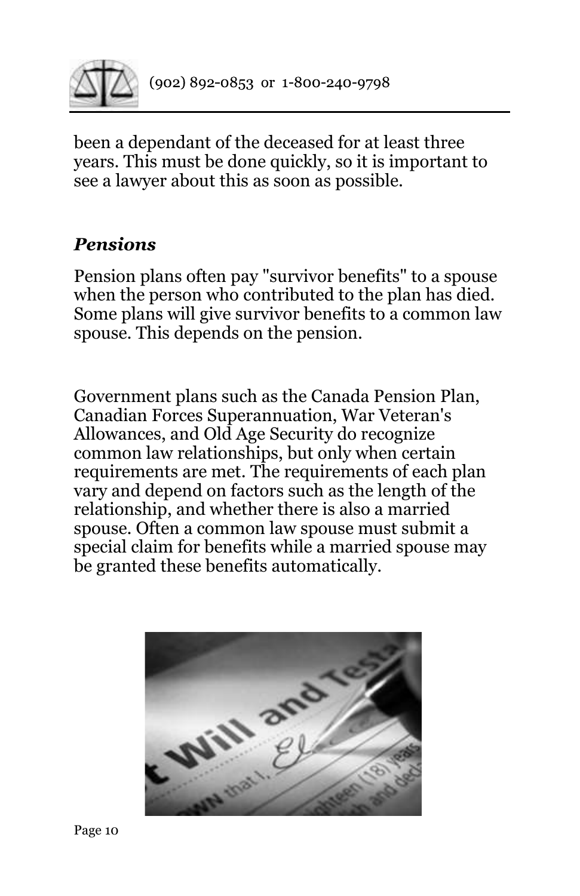been a dependant of the deceased for at least three years. This must be done quickly, so it is important to see a lawyer about this as soon as possible.

### *Pensions*

Pension plans often pay "survivor benefits" to a spouse when the person who contributed to the plan has died. Some plans will give survivor benefits to a common law spouse. This depends on the pension.

Government plans such as the Canada Pension Plan, Canadian Forces Superannuation, War Veteran's Allowances, and Old Age Security do recognize common law relationships, but only when certain requirements are met. The requirements of each plan vary and depend on factors such as the length of the relationship, and whether there is also a married spouse. Often a common law spouse must submit a special claim for benefits while a married spouse may be granted these benefits automatically.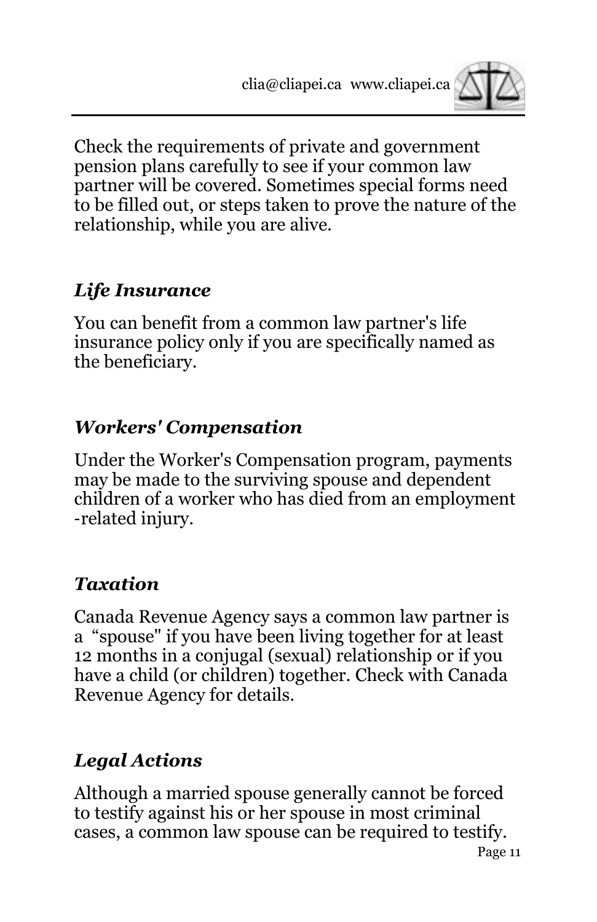Check the requirements of private and government pension plans carefully to see if your common law partner will be covered. Sometimes special forms need to be filled out, or steps taken to prove the nature of the relationship, while you are alive.

## *Life Insurance*

You can benefit from a common law partner's life insurance policy only if you are specifically named as the beneficiary.

## *Workers' Compensation*

Under the Worker's Compensation program, payments may be made to the surviving spouse and dependent children of a worker who has died from an employment -related injury.

## *Taxation*

Canada Revenue Agency says a common law partner is a "spouse" if you have been living together for at least 12 months in a conjugal (sexual) relationship or if you have a child (or children) together. Check with Canada Revenue Agency for details.

## *Legal Actions*

Although a married spouse generally cannot be forced to testify against his or her spouse in most criminal cases, a common law spouse can be required to testify.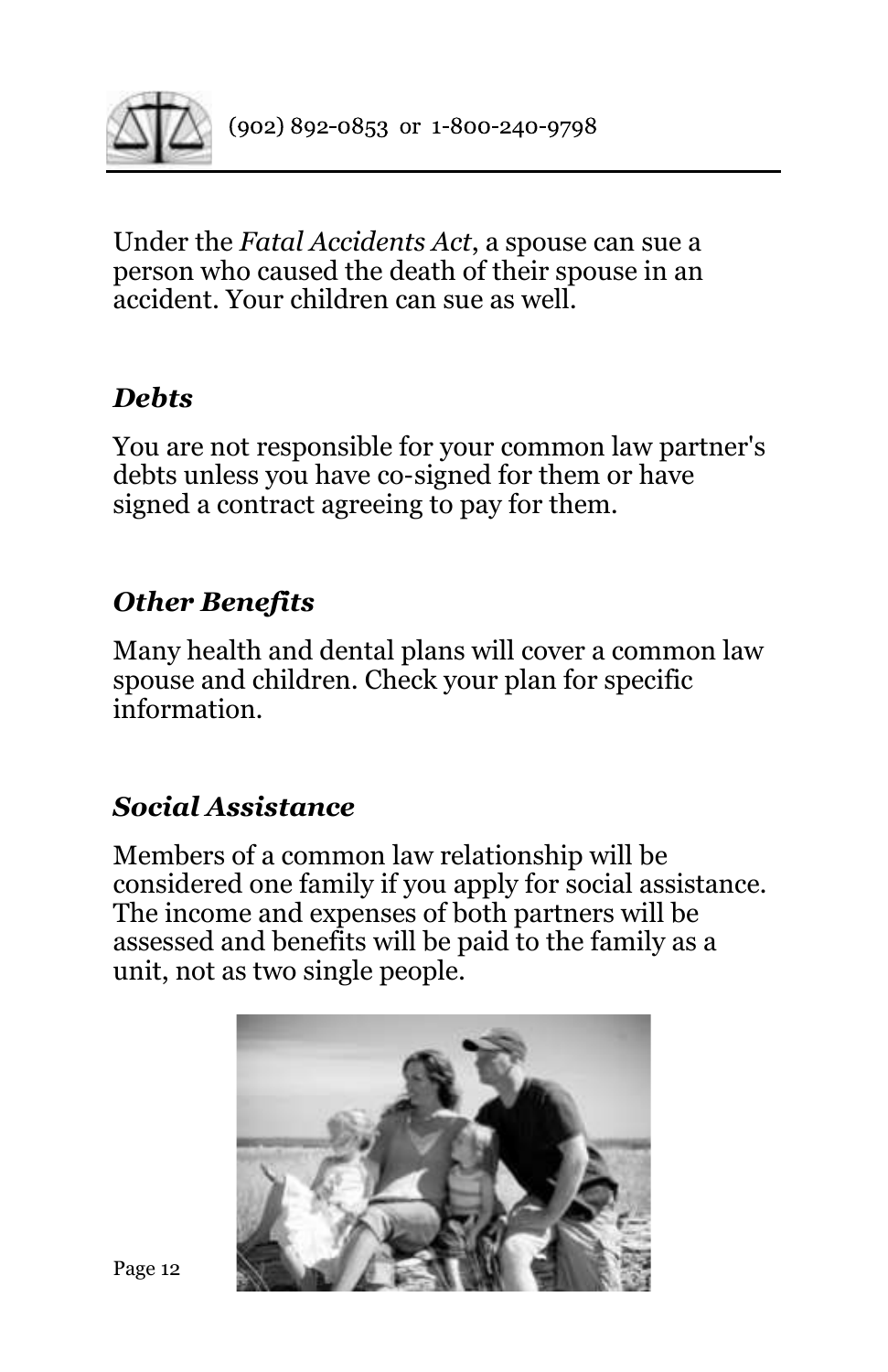Under the *Fatal Accidents Act*, a spouse can sue a person who caused the death of their spouse in an accident. Your children can sue as well.

### *Debts*

You are not responsible for your common law partner's debts unless you have co-signed for them or have signed a contract agreeing to pay for them.

### *Other Benefits*

Many health and dental plans will cover a common law spouse and children. Check your plan for specific information.

### *Social Assistance*

Members of a common law relationship will be considered one family if you apply for social assistance. The income and expenses of both partners will be assessed and benefits will be paid to the family as a unit, not as two single people.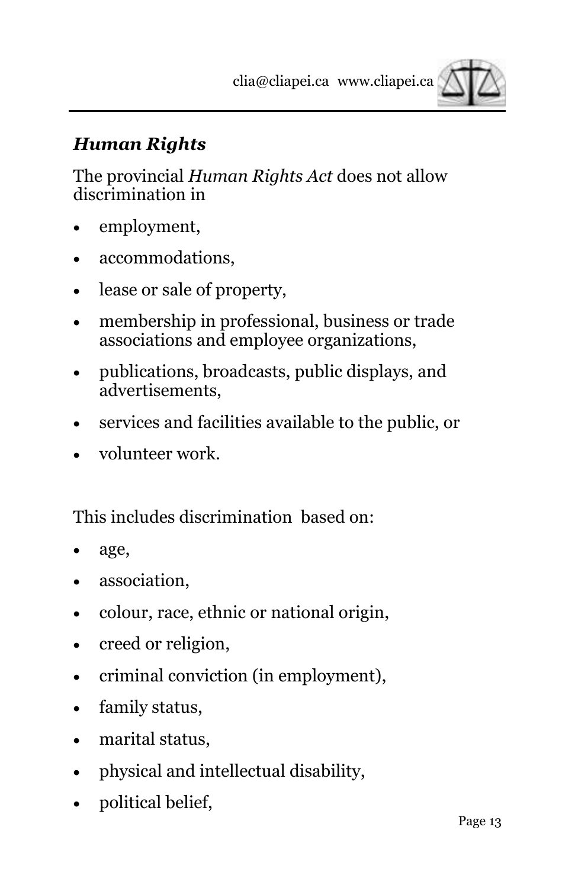## *Human Rights*

The provincial *Human Rights Act* does not allow discrimination in

- employment,
- accommodations,
- lease or sale of property,
- membership in professional, business or trade associations and employee organizations,
- publications, broadcasts, public displays, and advertisements,
- services and facilities available to the public, or
- volunteer work.

This includes discrimination based on:

- age,
- association,
- colour, race, ethnic or national origin,
- creed or religion,
- criminal conviction (in employment),
- family status,
- marital status,
- physical and intellectual disability,
- political belief,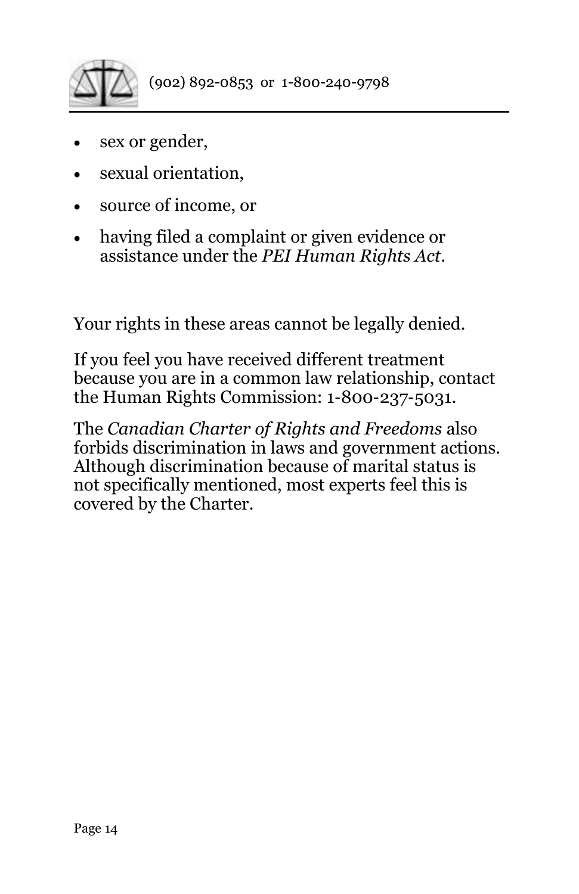- sex or gender,
- sexual orientation,
- source of income, or
- having filed a complaint or given evidence or assistance under the *PEI Human Rights Act*.

Your rights in these areas cannot be legally denied.

If you feel you have received different treatment because you are in a common law relationship, contact the Human Rights Commission: 1-800-237-5031.

The *Canadian Charter of Rights and Freedoms* also forbids discrimination in laws and government actions. Although discrimination because of marital status is not specifically mentioned, most experts feel this is covered by the Charter.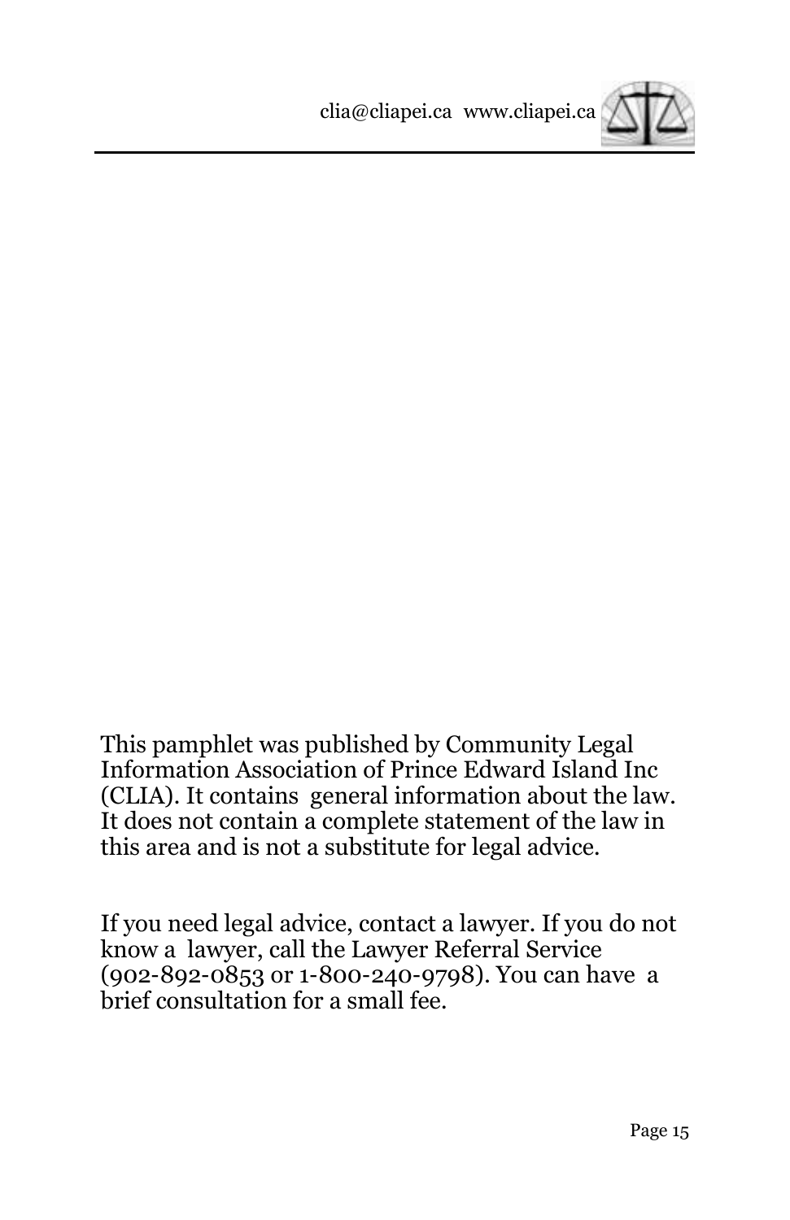This pamphlet was published by Community Legal Information Association of Prince Edward Island Inc (CLIA). It contains general information about the law. It does not contain a complete statement of the law in this area and is not a substitute for legal advice.

If you need legal advice, contact a lawyer. If you do not know a lawyer, call the Lawyer Referral Service (902-892-0853 or 1-800-240-9798). You can have a brief consultation for a small fee.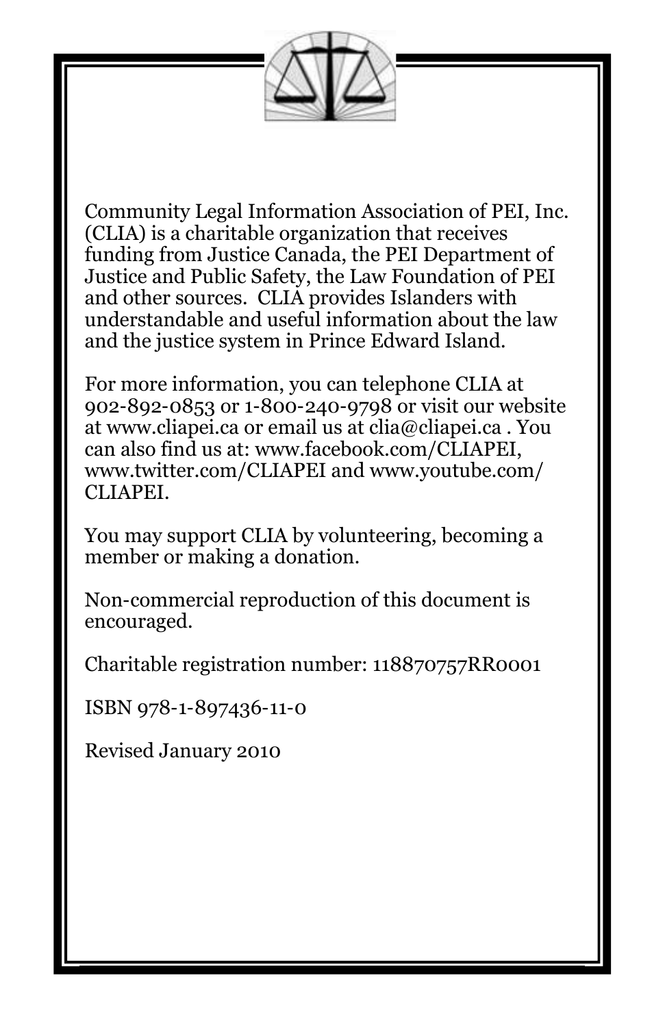Community Legal Information Association of PEI, Inc. (CLIA) is a charitable organization that receives funding from Justice Canada, the PEI Department of Justice and Public Safety, the Law Foundation of PEI and other sources. CLIA provides Islanders with understandable and useful information about the law and the justice system in Prince Edward Island.

For more information, you can telephone CLIA at 902-892-0853 or 1-800-240-9798 or visit our website at www.cliapei.ca or email us at clia@cliapei.ca . You can also find us at: www.facebook.com/CLIAPEI, www.twitter.com/CLIAPEI and www.youtube.com/CLIAPEI.

You may support CLIA by volunteering, becoming a member or making a donation.

Non-commercial reproduction of this document is encouraged.

Charitable registration number: 118870757RR0001

ISBN 978-1-897436-11-0

Revised January 2010